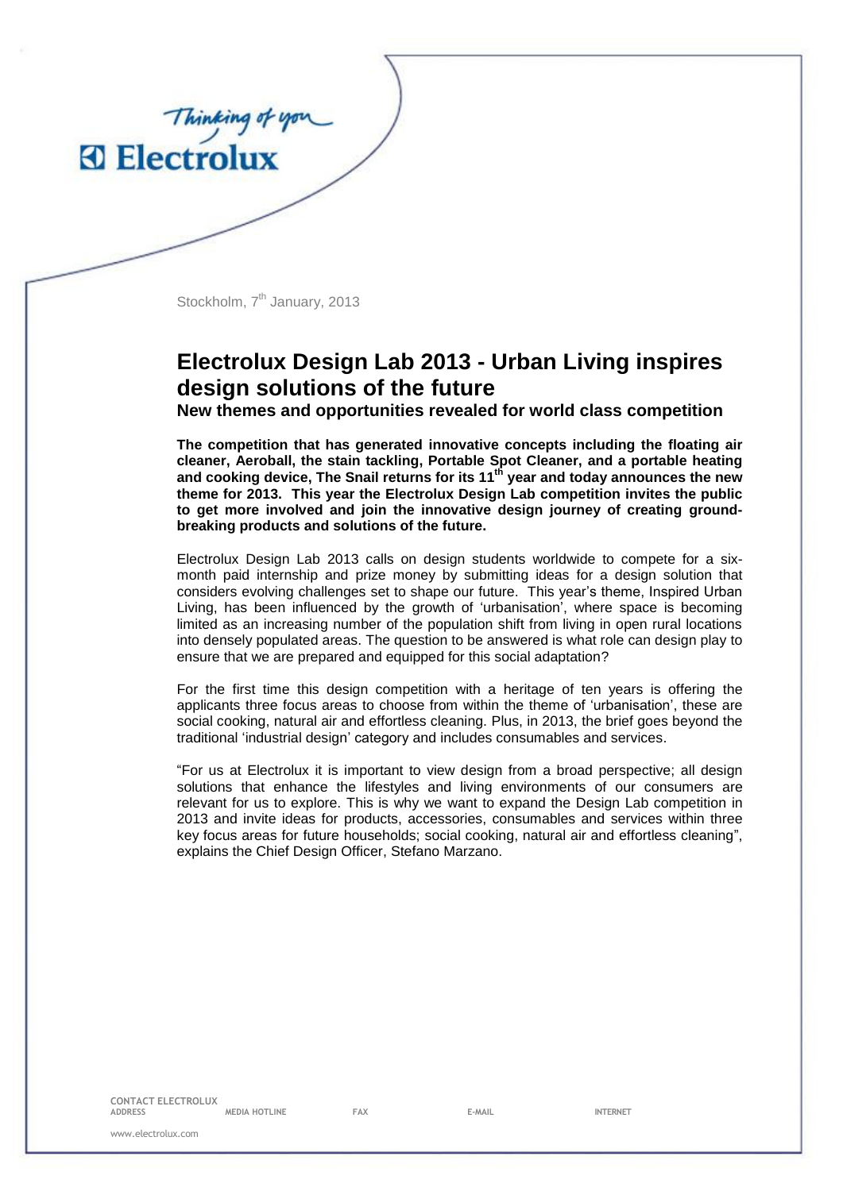Stockholm, 7th January, 2013

# Electrolux Design Lab 2013 - Urban Living inspires design solutions of the future

**New themes and opportunities revealed for world class competition**

**The competition that has generated innovative concepts including the floating air cleaner, Aeroball, the stain tackling, Portable Spot Cleaner, and a portable heating and cooking device, The Snail returns for its 11th year and today announces the new theme for 2013. This year the Electrolux Design Lab competition invites the public to get more involved and join the innovative design journey of creating ground-breaking products and solutions of the future.**

Electrolux Design Lab 2013 calls on design students worldwide to compete for a six-month paid internship and prize money by submitting ideas for a design solution that considers evolving challenges set to shape our future. This year's theme, Inspired Urban Living, has been influenced by the growth of 'urbanisation', where space is becoming limited as an increasing number of the population shift from living in open rural locations into densely populated areas. The question to be answered is what role can design play to ensure that we are prepared and equipped for this social adaptation?

For the first time this design competition with a heritage of ten years is offering the applicants three focus areas to choose from within the theme of 'urbanisation', these are social cooking, natural air and effortless cleaning. Plus, in 2013, the brief goes beyond the traditional 'industrial design' category and includes consumables and services.

"For us at Electrolux it is important to view design from a broad perspective; all design solutions that enhance the lifestyles and living environments of our consumers are relevant for us to explore. This is why we want to expand the Design Lab competition in 2013 and invite ideas for products, accessories, consumables and services within three key focus areas for future households; social cooking, natural air and effortless cleaning", explains the Chief Design Officer, Stefano Marzano.

CONTACT ELECTROLUX

| ADDRESS | MEDIA HOTLINE | FAX | E-MAIL | INTERNET |
|---|---|---|---|---|

www.electrolux.com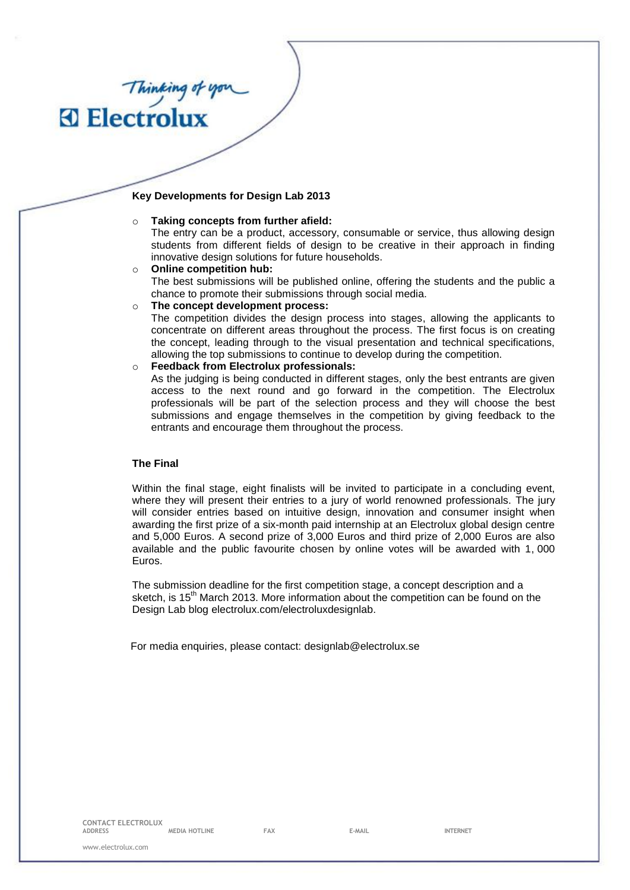**Key Developments for Design Lab 2013**

- **Taking concepts from further afield:**
  The entry can be a product, accessory, consumable or service, thus allowing design students from different fields of design to be creative in their approach in finding innovative design solutions for future households.
- **Online competition hub:**
  The best submissions will be published online, offering the students and the public a chance to promote their submissions through social media.
- **The concept development process:**
  The competition divides the design process into stages, allowing the applicants to concentrate on different areas throughout the process. The first focus is on creating the concept, leading through to the visual presentation and technical specifications, allowing the top submissions to continue to develop during the competition.
- **Feedback from Electrolux professionals:**
  As the judging is being conducted in different stages, only the best entrants are given access to the next round and go forward in the competition. The Electrolux professionals will be part of the selection process and they will choose the best submissions and engage themselves in the competition by giving feedback to the entrants and encourage them throughout the process.

**The Final**

Within the final stage, eight finalists will be invited to participate in a concluding event, where they will present their entries to a jury of world renowned professionals. The jury will consider entries based on intuitive design, innovation and consumer insight when awarding the first prize of a six-month paid internship at an Electrolux global design centre and 5,000 Euros. A second prize of 3,000 Euros and third prize of 2,000 Euros are also available and the public favourite chosen by online votes will be awarded with 1, 000 Euros.

The submission deadline for the first competition stage, a concept description and a sketch, is 15th March 2013. More information about the competition can be found on the Design Lab blog electrolux.com/electroluxdesignlab.

For media enquiries, please contact: designlab@electrolux.se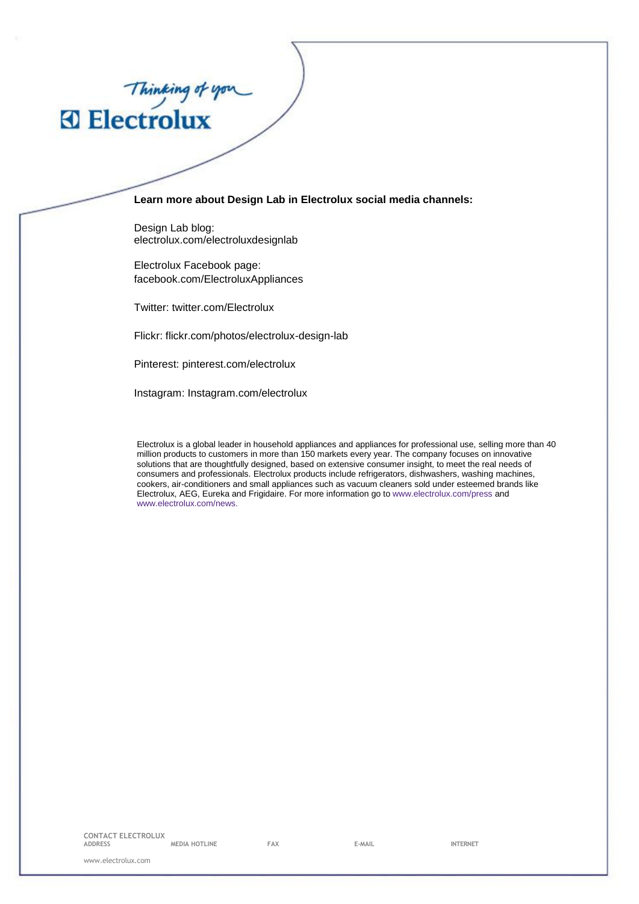**Learn more about Design Lab in Electrolux social media channels:**

Design Lab blog:
electrolux.com/electroluxdesignlab

Electrolux Facebook page:
facebook.com/ElectroluxAppliances

Twitter: twitter.com/Electrolux

Flickr: flickr.com/photos/electrolux-design-lab

Pinterest: pinterest.com/electrolux

Instagram: Instagram.com/electrolux

Electrolux is a global leader in household appliances and appliances for professional use, selling more than 40 million products to customers in more than 150 markets every year. The company focuses on innovative solutions that are thoughtfully designed, based on extensive consumer insight, to meet the real needs of consumers and professionals. Electrolux products include refrigerators, dishwashers, washing machines, cookers, air-conditioners and small appliances such as vacuum cleaners sold under esteemed brands like Electrolux, AEG, Eureka and Frigidaire. For more information go to www.electrolux.com/press and www.electrolux.com/news.

CONTACT ELECTROLUX

| ADDRESS | MEDIA HOTLINE | FAX | E-MAIL | INTERNET |
|---|---|---|---|---|

www.electrolux.com